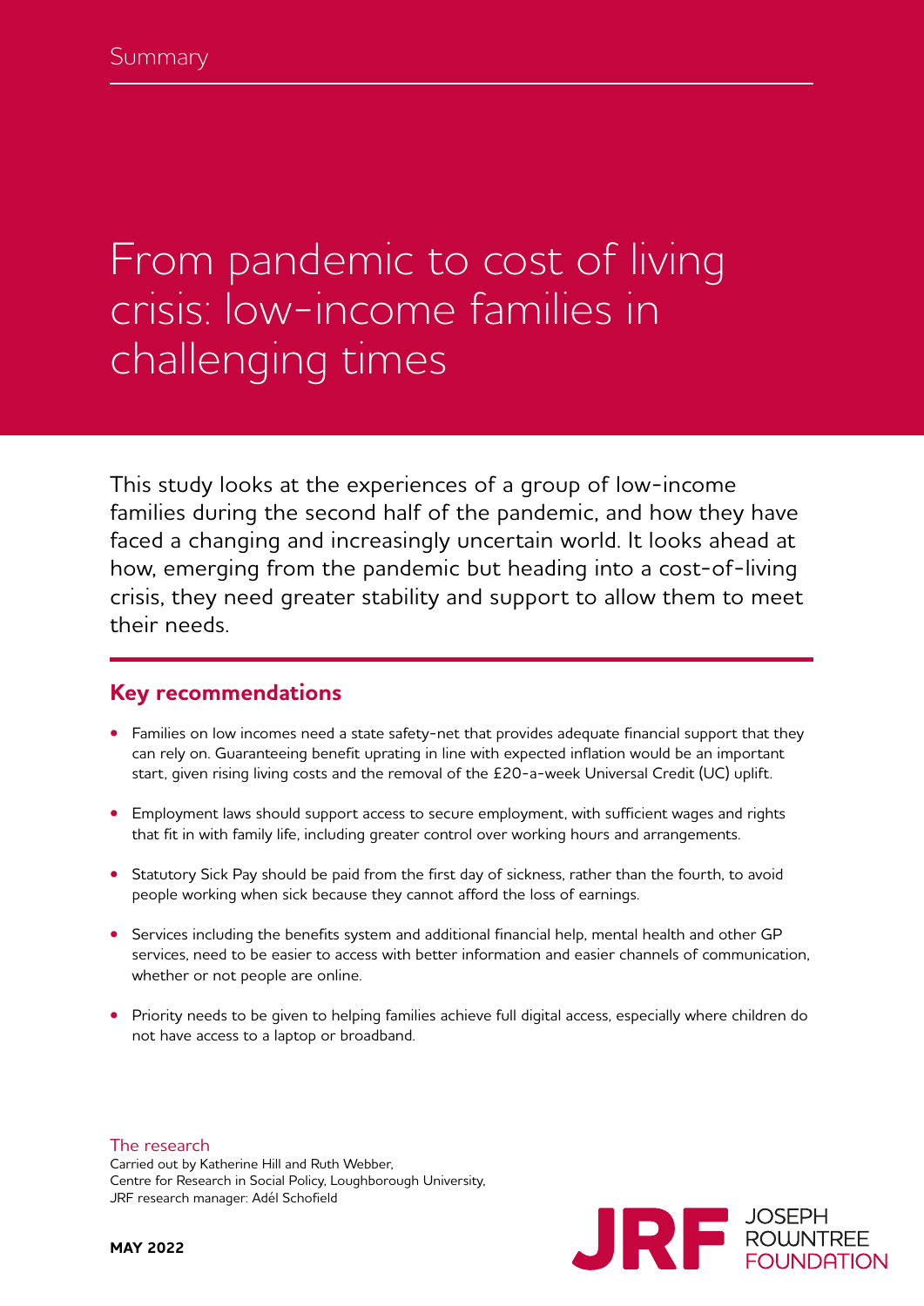Summary

# From pandemic to cost of living crisis: low-income families in challenging times

This study looks at the experiences of a group of low-income families during the second half of the pandemic, and how they have faced a changing and increasingly uncertain world. It looks ahead at how, emerging from the pandemic but heading into a cost-of-living crisis, they need greater stability and support to allow them to meet their needs.

## Key recommendations

- Families on low incomes need a state safety-net that provides adequate financial support that they can rely on. Guaranteeing benefit uprating in line with expected inflation would be an important start, given rising living costs and the removal of the £20-a-week Universal Credit (UC) uplift.
- Employment laws should support access to secure employment, with sufficient wages and rights that fit in with family life, including greater control over working hours and arrangements.
- Statutory Sick Pay should be paid from the first day of sickness, rather than the fourth, to avoid people working when sick because they cannot afford the loss of earnings.
- Services including the benefits system and additional financial help, mental health and other GP services, need to be easier to access with better information and easier channels of communication, whether or not people are online.
- Priority needs to be given to helping families achieve full digital access, especially where children do not have access to a laptop or broadband.

The research

Carried out by Katherine Hill and Ruth Webber, Centre for Research in Social Policy, Loughborough University, JRF research manager: Adél Schofield

**MAY 2022**

JRF JOSEPH ROWNTREE FOUNDATION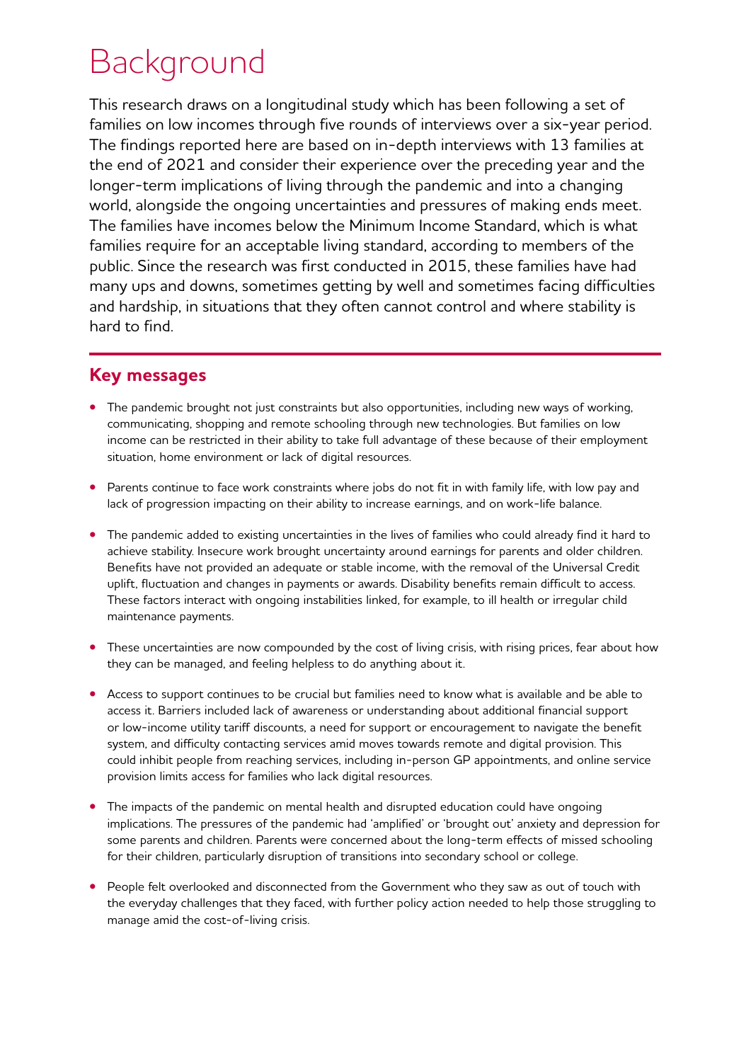# Background

This research draws on a longitudinal study which has been following a set of families on low incomes through five rounds of interviews over a six-year period. The findings reported here are based on in-depth interviews with 13 families at the end of 2021 and consider their experience over the preceding year and the longer-term implications of living through the pandemic and into a changing world, alongside the ongoing uncertainties and pressures of making ends meet. The families have incomes below the Minimum Income Standard, which is what families require for an acceptable living standard, according to members of the public. Since the research was first conducted in 2015, these families have had many ups and downs, sometimes getting by well and sometimes facing difficulties and hardship, in situations that they often cannot control and where stability is hard to find.

## Key messages

- The pandemic brought not just constraints but also opportunities, including new ways of working, communicating, shopping and remote schooling through new technologies. But families on low income can be restricted in their ability to take full advantage of these because of their employment situation, home environment or lack of digital resources.
- Parents continue to face work constraints where jobs do not fit in with family life, with low pay and lack of progression impacting on their ability to increase earnings, and on work-life balance.
- The pandemic added to existing uncertainties in the lives of families who could already find it hard to achieve stability. Insecure work brought uncertainty around earnings for parents and older children. Benefits have not provided an adequate or stable income, with the removal of the Universal Credit uplift, fluctuation and changes in payments or awards. Disability benefits remain difficult to access. These factors interact with ongoing instabilities linked, for example, to ill health or irregular child maintenance payments.
- These uncertainties are now compounded by the cost of living crisis, with rising prices, fear about how they can be managed, and feeling helpless to do anything about it.
- Access to support continues to be crucial but families need to know what is available and be able to access it. Barriers included lack of awareness or understanding about additional financial support or low-income utility tariff discounts, a need for support or encouragement to navigate the benefit system, and difficulty contacting services amid moves towards remote and digital provision. This could inhibit people from reaching services, including in-person GP appointments, and online service provision limits access for families who lack digital resources.
- The impacts of the pandemic on mental health and disrupted education could have ongoing implications. The pressures of the pandemic had 'amplified' or 'brought out' anxiety and depression for some parents and children. Parents were concerned about the long-term effects of missed schooling for their children, particularly disruption of transitions into secondary school or college.
- People felt overlooked and disconnected from the Government who they saw as out of touch with the everyday challenges that they faced, with further policy action needed to help those struggling to manage amid the cost-of-living crisis.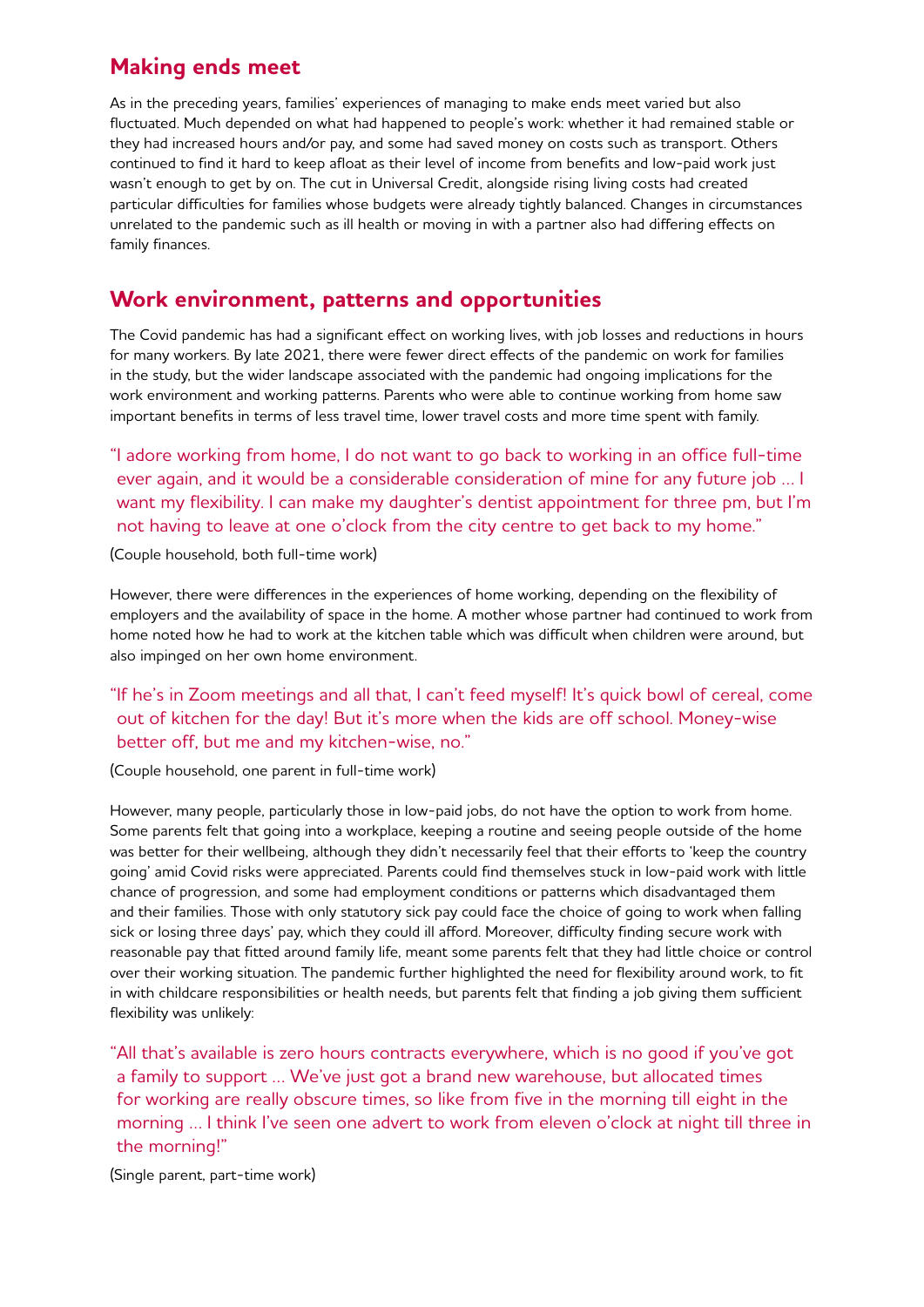## Making ends meet

As in the preceding years, families' experiences of managing to make ends meet varied but also fluctuated. Much depended on what had happened to people's work: whether it had remained stable or they had increased hours and/or pay, and some had saved money on costs such as transport. Others continued to find it hard to keep afloat as their level of income from benefits and low-paid work just wasn't enough to get by on. The cut in Universal Credit, alongside rising living costs had created particular difficulties for families whose budgets were already tightly balanced. Changes in circumstances unrelated to the pandemic such as ill health or moving in with a partner also had differing effects on family finances.

## Work environment, patterns and opportunities

The Covid pandemic has had a significant effect on working lives, with job losses and reductions in hours for many workers. By late 2021, there were fewer direct effects of the pandemic on work for families in the study, but the wider landscape associated with the pandemic had ongoing implications for the work environment and working patterns. Parents who were able to continue working from home saw important benefits in terms of less travel time, lower travel costs and more time spent with family.

> "I adore working from home, I do not want to go back to working in an office full-time ever again, and it would be a considerable consideration of mine for any future job … I want my flexibility. I can make my daughter's dentist appointment for three pm, but I'm not having to leave at one o'clock from the city centre to get back to my home."

(Couple household, both full-time work)

However, there were differences in the experiences of home working, depending on the flexibility of employers and the availability of space in the home. A mother whose partner had continued to work from home noted how he had to work at the kitchen table which was difficult when children were around, but also impinged on her own home environment.

> "If he's in Zoom meetings and all that, I can't feed myself! It's quick bowl of cereal, come out of kitchen for the day! But it's more when the kids are off school. Money-wise better off, but me and my kitchen-wise, no."

(Couple household, one parent in full-time work)

However, many people, particularly those in low-paid jobs, do not have the option to work from home. Some parents felt that going into a workplace, keeping a routine and seeing people outside of the home was better for their wellbeing, although they didn't necessarily feel that their efforts to 'keep the country going' amid Covid risks were appreciated. Parents could find themselves stuck in low-paid work with little chance of progression, and some had employment conditions or patterns which disadvantaged them and their families. Those with only statutory sick pay could face the choice of going to work when falling sick or losing three days' pay, which they could ill afford. Moreover, difficulty finding secure work with reasonable pay that fitted around family life, meant some parents felt that they had little choice or control over their working situation. The pandemic further highlighted the need for flexibility around work, to fit in with childcare responsibilities or health needs, but parents felt that finding a job giving them sufficient flexibility was unlikely:

> "All that's available is zero hours contracts everywhere, which is no good if you've got a family to support … We've just got a brand new warehouse, but allocated times for working are really obscure times, so like from five in the morning till eight in the morning … I think I've seen one advert to work from eleven o'clock at night till three in the morning!"

(Single parent, part-time work)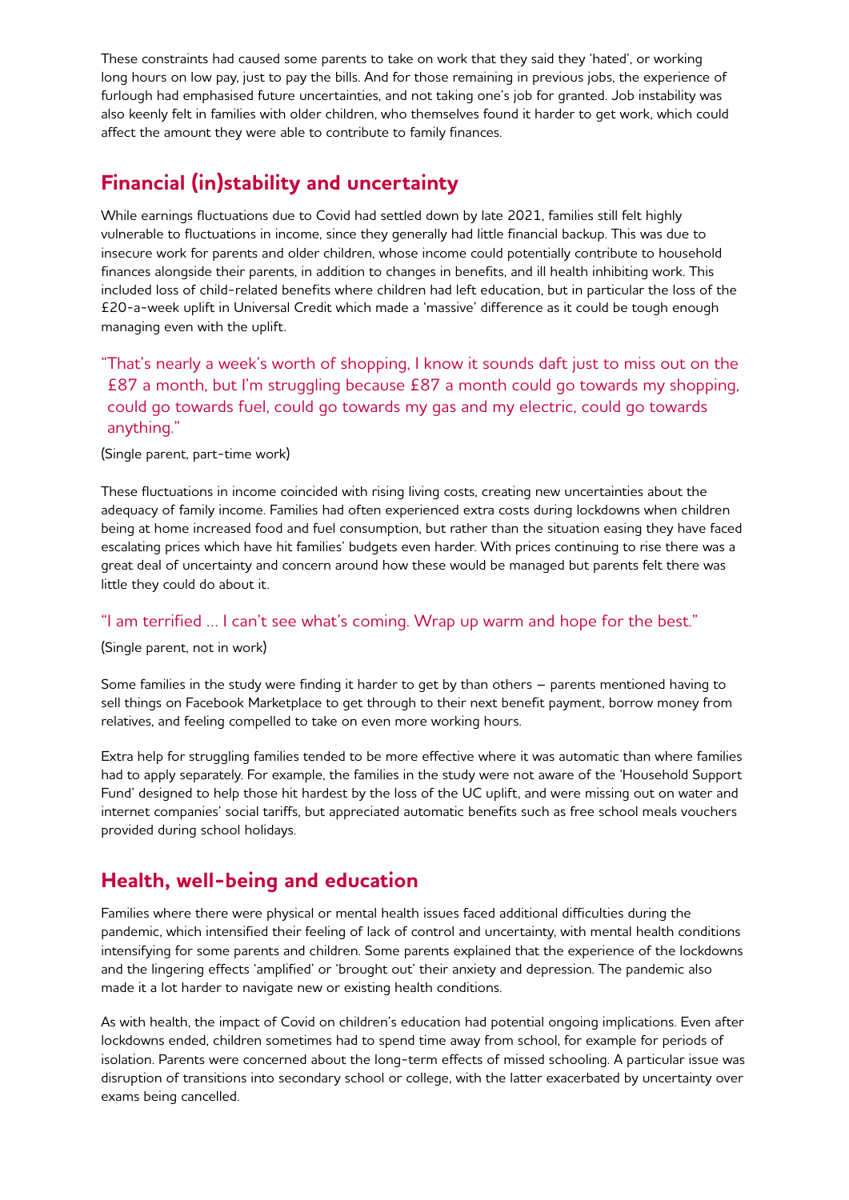These constraints had caused some parents to take on work that they said they 'hated', or working long hours on low pay, just to pay the bills. And for those remaining in previous jobs, the experience of furlough had emphasised future uncertainties, and not taking one's job for granted. Job instability was also keenly felt in families with older children, who themselves found it harder to get work, which could affect the amount they were able to contribute to family finances.

## Financial (in)stability and uncertainty

While earnings fluctuations due to Covid had settled down by late 2021, families still felt highly vulnerable to fluctuations in income, since they generally had little financial backup. This was due to insecure work for parents and older children, whose income could potentially contribute to household finances alongside their parents, in addition to changes in benefits, and ill health inhibiting work. This included loss of child-related benefits where children had left education, but in particular the loss of the £20-a-week uplift in Universal Credit which made a 'massive' difference as it could be tough enough managing even with the uplift.

> "That's nearly a week's worth of shopping, I know it sounds daft just to miss out on the £87 a month, but I'm struggling because £87 a month could go towards my shopping, could go towards fuel, could go towards my gas and my electric, could go towards anything."

(Single parent, part-time work)

These fluctuations in income coincided with rising living costs, creating new uncertainties about the adequacy of family income. Families had often experienced extra costs during lockdowns when children being at home increased food and fuel consumption, but rather than the situation easing they have faced escalating prices which have hit families' budgets even harder. With prices continuing to rise there was a great deal of uncertainty and concern around how these would be managed but parents felt there was little they could do about it.

> "I am terrified … I can't see what's coming. Wrap up warm and hope for the best."

(Single parent, not in work)

Some families in the study were finding it harder to get by than others – parents mentioned having to sell things on Facebook Marketplace to get through to their next benefit payment, borrow money from relatives, and feeling compelled to take on even more working hours.

Extra help for struggling families tended to be more effective where it was automatic than where families had to apply separately. For example, the families in the study were not aware of the 'Household Support Fund' designed to help those hit hardest by the loss of the UC uplift, and were missing out on water and internet companies' social tariffs, but appreciated automatic benefits such as free school meals vouchers provided during school holidays.

## Health, well-being and education

Families where there were physical or mental health issues faced additional difficulties during the pandemic, which intensified their feeling of lack of control and uncertainty, with mental health conditions intensifying for some parents and children. Some parents explained that the experience of the lockdowns and the lingering effects 'amplified' or 'brought out' their anxiety and depression. The pandemic also made it a lot harder to navigate new or existing health conditions.

As with health, the impact of Covid on children's education had potential ongoing implications. Even after lockdowns ended, children sometimes had to spend time away from school, for example for periods of isolation. Parents were concerned about the long-term effects of missed schooling. A particular issue was disruption of transitions into secondary school or college, with the latter exacerbated by uncertainty over exams being cancelled.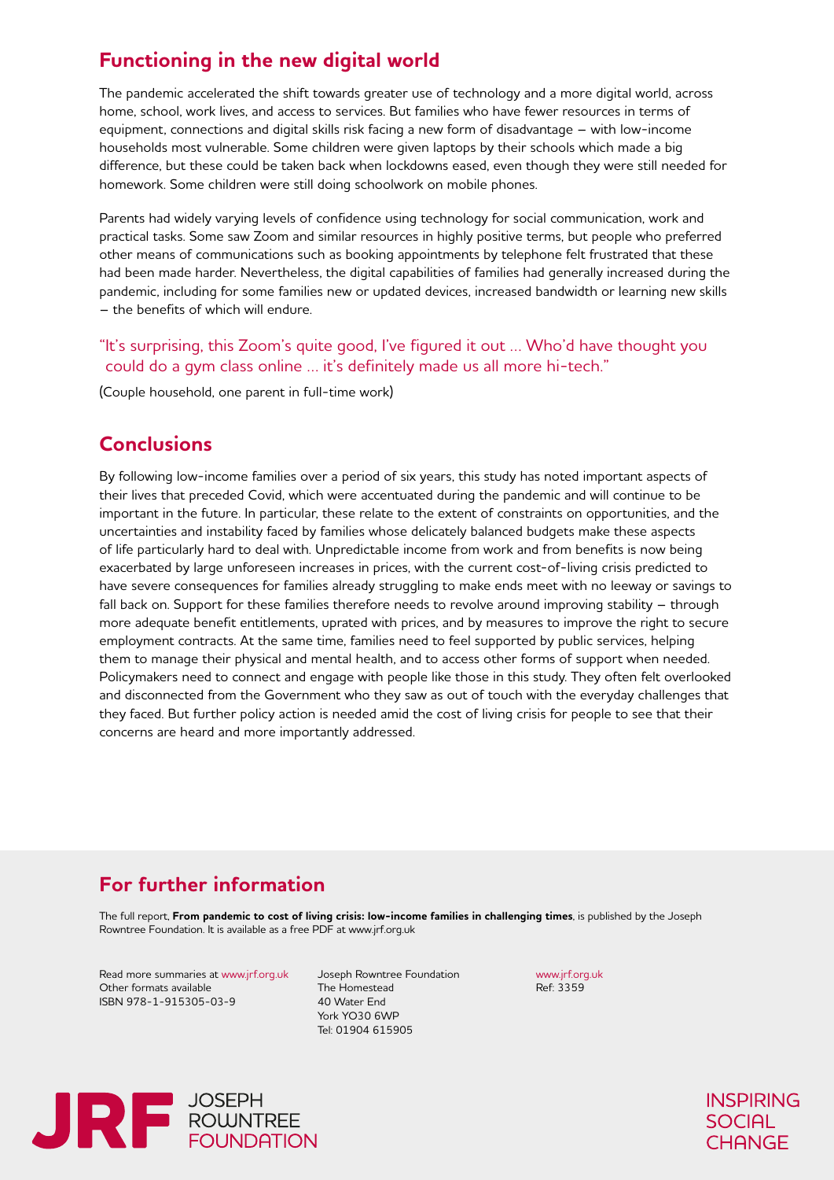## Functioning in the new digital world

The pandemic accelerated the shift towards greater use of technology and a more digital world, across home, school, work lives, and access to services. But families who have fewer resources in terms of equipment, connections and digital skills risk facing a new form of disadvantage – with low-income households most vulnerable. Some children were given laptops by their schools which made a big difference, but these could be taken back when lockdowns eased, even though they were still needed for homework. Some children were still doing schoolwork on mobile phones.

Parents had widely varying levels of confidence using technology for social communication, work and practical tasks. Some saw Zoom and similar resources in highly positive terms, but people who preferred other means of communications such as booking appointments by telephone felt frustrated that these had been made harder. Nevertheless, the digital capabilities of families had generally increased during the pandemic, including for some families new or updated devices, increased bandwidth or learning new skills – the benefits of which will endure.

"It's surprising, this Zoom's quite good, I've figured it out … Who'd have thought you could do a gym class online … it's definitely made us all more hi-tech."

(Couple household, one parent in full-time work)

## Conclusions

By following low-income families over a period of six years, this study has noted important aspects of their lives that preceded Covid, which were accentuated during the pandemic and will continue to be important in the future. In particular, these relate to the extent of constraints on opportunities, and the uncertainties and instability faced by families whose delicately balanced budgets make these aspects of life particularly hard to deal with. Unpredictable income from work and from benefits is now being exacerbated by large unforeseen increases in prices, with the current cost-of-living crisis predicted to have severe consequences for families already struggling to make ends meet with no leeway or savings to fall back on. Support for these families therefore needs to revolve around improving stability – through more adequate benefit entitlements, uprated with prices, and by measures to improve the right to secure employment contracts. At the same time, families need to feel supported by public services, helping them to manage their physical and mental health, and to access other forms of support when needed. Policymakers need to connect and engage with people like those in this study. They often felt overlooked and disconnected from the Government who they saw as out of touch with the everyday challenges that they faced. But further policy action is needed amid the cost of living crisis for people to see that their concerns are heard and more importantly addressed.

## For further information

The full report, **From pandemic to cost of living crisis: low-income families in challenging times**, is published by the Joseph Rowntree Foundation. It is available as a free PDF at www.jrf.org.uk

Read more summaries at www.jrf.org.uk
Other formats available
ISBN 978-1-915305-03-9

Joseph Rowntree Foundation
The Homestead
40 Water End
York YO30 6WP
Tel: 01904 615905

www.jrf.org.uk
Ref: 3359

JRF JOSEPH ROWNTREE FOUNDATION

INSPIRING SOCIAL CHANGE